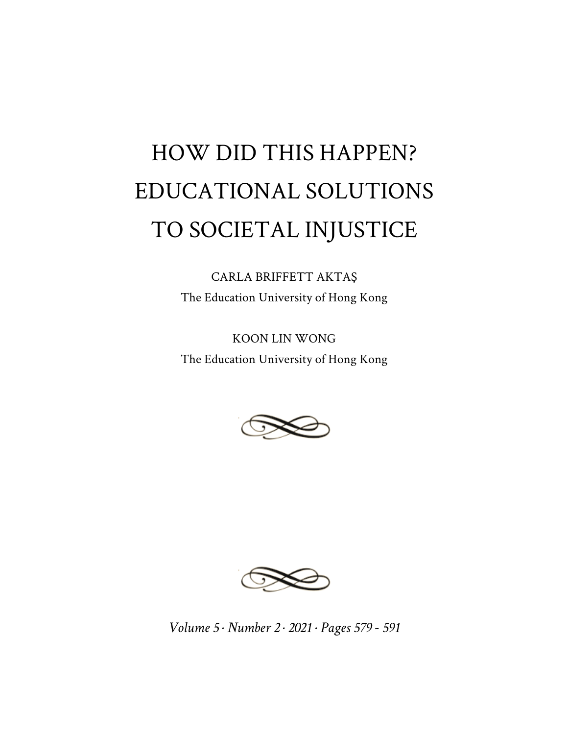# HOW DID THIS HAPPEN? EDUCATIONAL SOLUTIONS TO SOCIETAL INJUSTICE

CARLA BRIFFETT AKTAŞ

The Education University of Hong Kong

KOON LIN WONG

The Education University of Hong Kong

*Volume 5 · Number 2 · 2021 · Pages 579 - 591*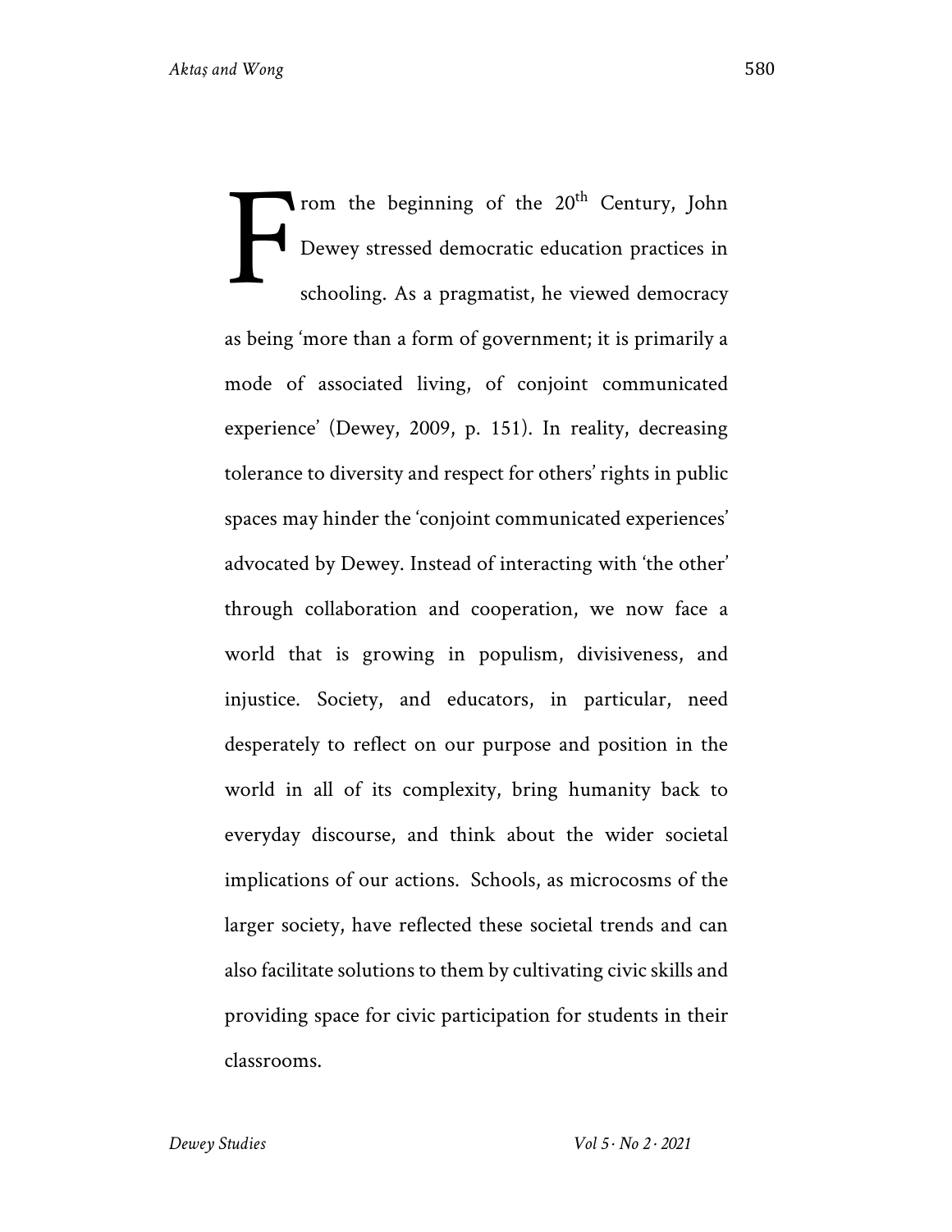From the beginning of the 20th Century, John Dewey stressed democratic education practices in schooling. As a pragmatist, he viewed democracy as being 'more than a form of government; it is primarily a mode of associated living, of conjoint communicated experience' (Dewey, 2009, p. 151). In reality, decreasing tolerance to diversity and respect for others' rights in public spaces may hinder the 'conjoint communicated experiences' advocated by Dewey. Instead of interacting with 'the other' through collaboration and cooperation, we now face a world that is growing in populism, divisiveness, and injustice. Society, and educators, in particular, need desperately to reflect on our purpose and position in the world in all of its complexity, bring humanity back to everyday discourse, and think about the wider societal implications of our actions. Schools, as microcosms of the larger society, have reflected these societal trends and can also facilitate solutions to them by cultivating civic skills and providing space for civic participation for students in their classrooms.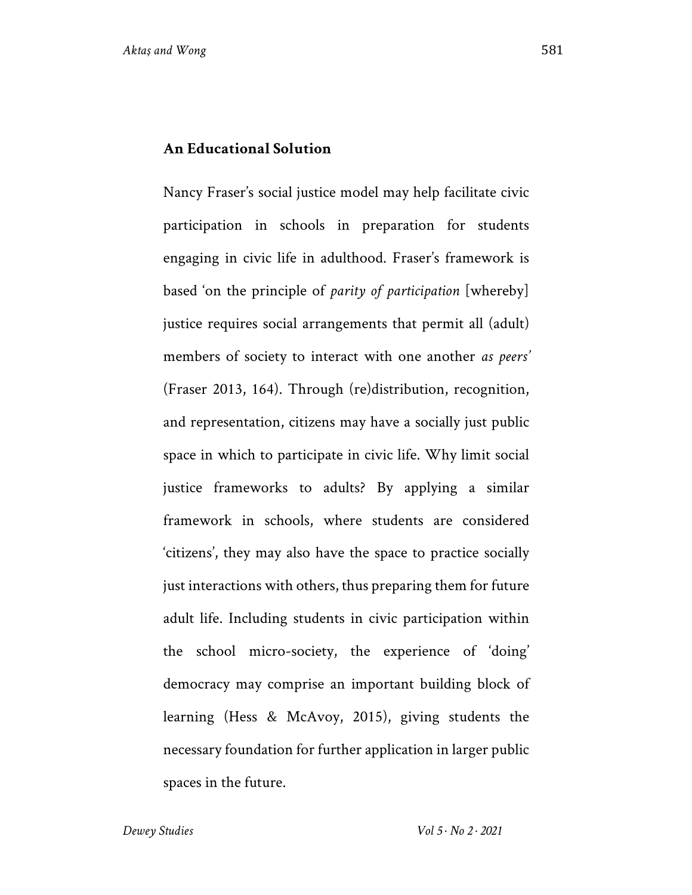## An Educational Solution

Nancy Fraser's social justice model may help facilitate civic participation in schools in preparation for students engaging in civic life in adulthood. Fraser's framework is based 'on the principle of *parity of participation* [whereby] justice requires social arrangements that permit all (adult) members of society to interact with one another *as peers'* (Fraser 2013, 164). Through (re)distribution, recognition, and representation, citizens may have a socially just public space in which to participate in civic life. Why limit social justice frameworks to adults? By applying a similar framework in schools, where students are considered 'citizens', they may also have the space to practice socially just interactions with others, thus preparing them for future adult life. Including students in civic participation within the school micro-society, the experience of 'doing' democracy may comprise an important building block of learning (Hess & McAvoy, 2015), giving students the necessary foundation for further application in larger public spaces in the future.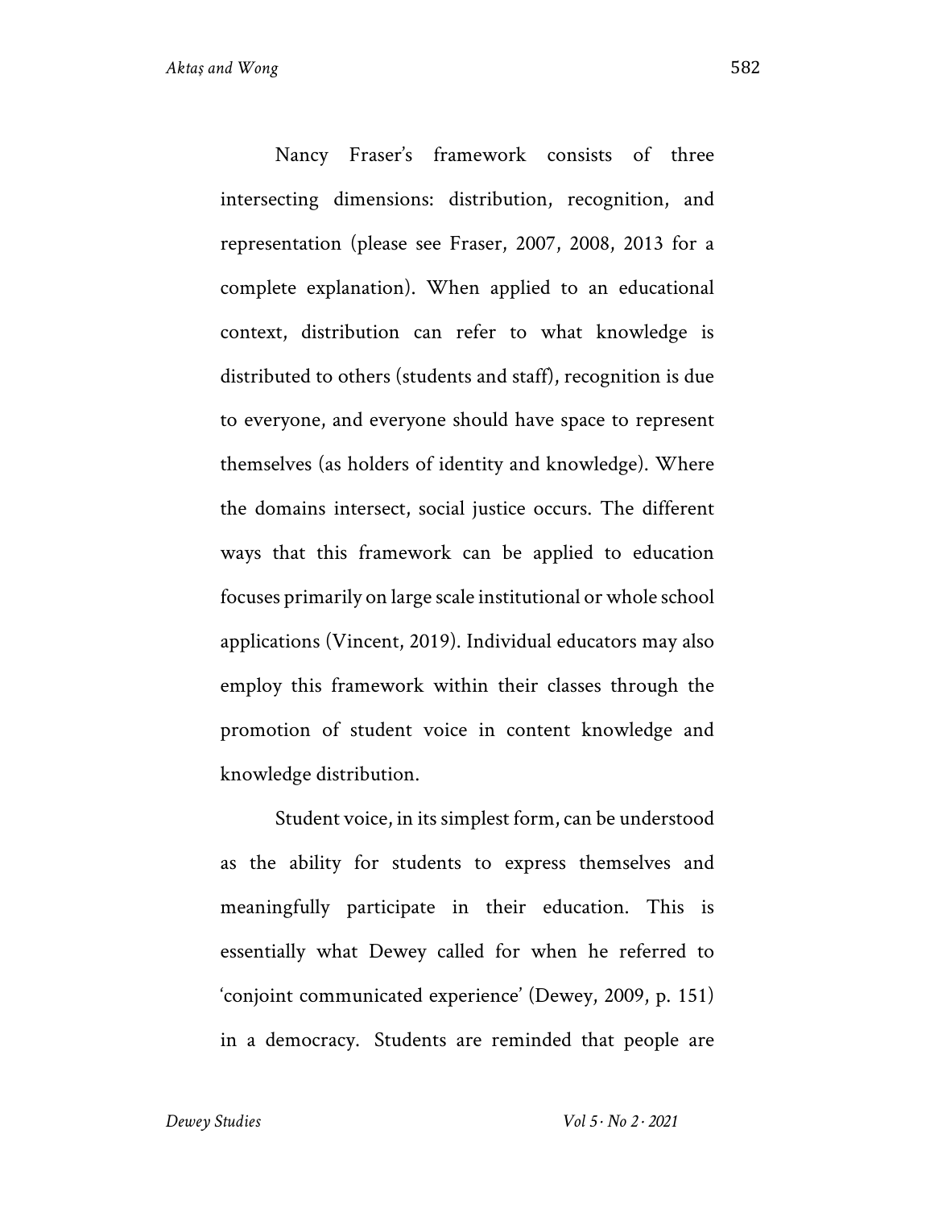Nancy Fraser's framework consists of three intersecting dimensions: distribution, recognition, and representation (please see Fraser, 2007, 2008, 2013 for a complete explanation). When applied to an educational context, distribution can refer to what knowledge is distributed to others (students and staff), recognition is due to everyone, and everyone should have space to represent themselves (as holders of identity and knowledge). Where the domains intersect, social justice occurs. The different ways that this framework can be applied to education focuses primarily on large scale institutional or whole school applications (Vincent, 2019). Individual educators may also employ this framework within their classes through the promotion of student voice in content knowledge and knowledge distribution.

Student voice, in its simplest form, can be understood as the ability for students to express themselves and meaningfully participate in their education. This is essentially what Dewey called for when he referred to 'conjoint communicated experience' (Dewey, 2009, p. 151) in a democracy. Students are reminded that people are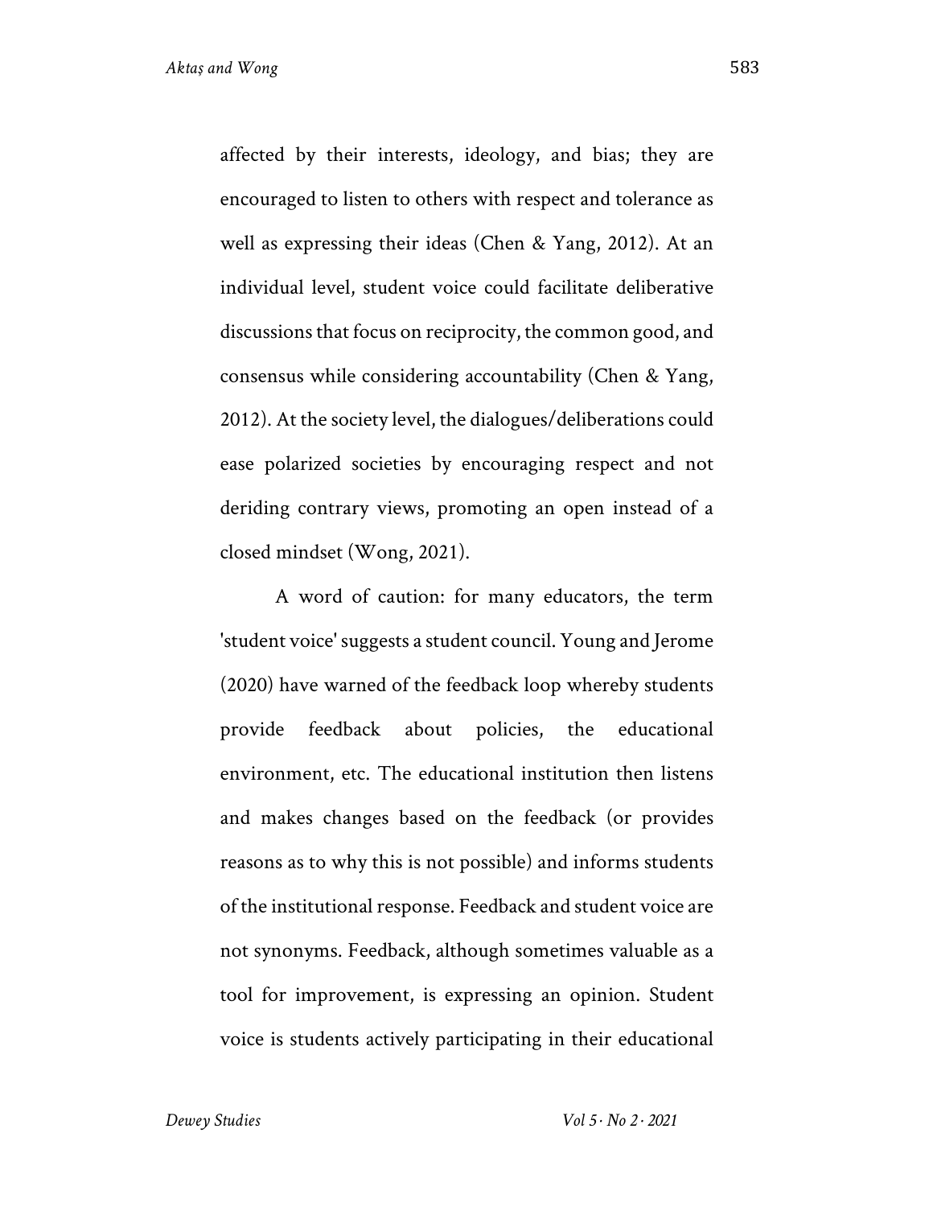affected by their interests, ideology, and bias; they are encouraged to listen to others with respect and tolerance as well as expressing their ideas (Chen & Yang, 2012). At an individual level, student voice could facilitate deliberative discussions that focus on reciprocity, the common good, and consensus while considering accountability (Chen & Yang, 2012). At the society level, the dialogues/deliberations could ease polarized societies by encouraging respect and not deriding contrary views, promoting an open instead of a closed mindset (Wong, 2021).

A word of caution: for many educators, the term 'student voice' suggests a student council. Young and Jerome (2020) have warned of the feedback loop whereby students provide feedback about policies, the educational environment, etc. The educational institution then listens and makes changes based on the feedback (or provides reasons as to why this is not possible) and informs students of the institutional response. Feedback and student voice are not synonyms. Feedback, although sometimes valuable as a tool for improvement, is expressing an opinion. Student voice is students actively participating in their educational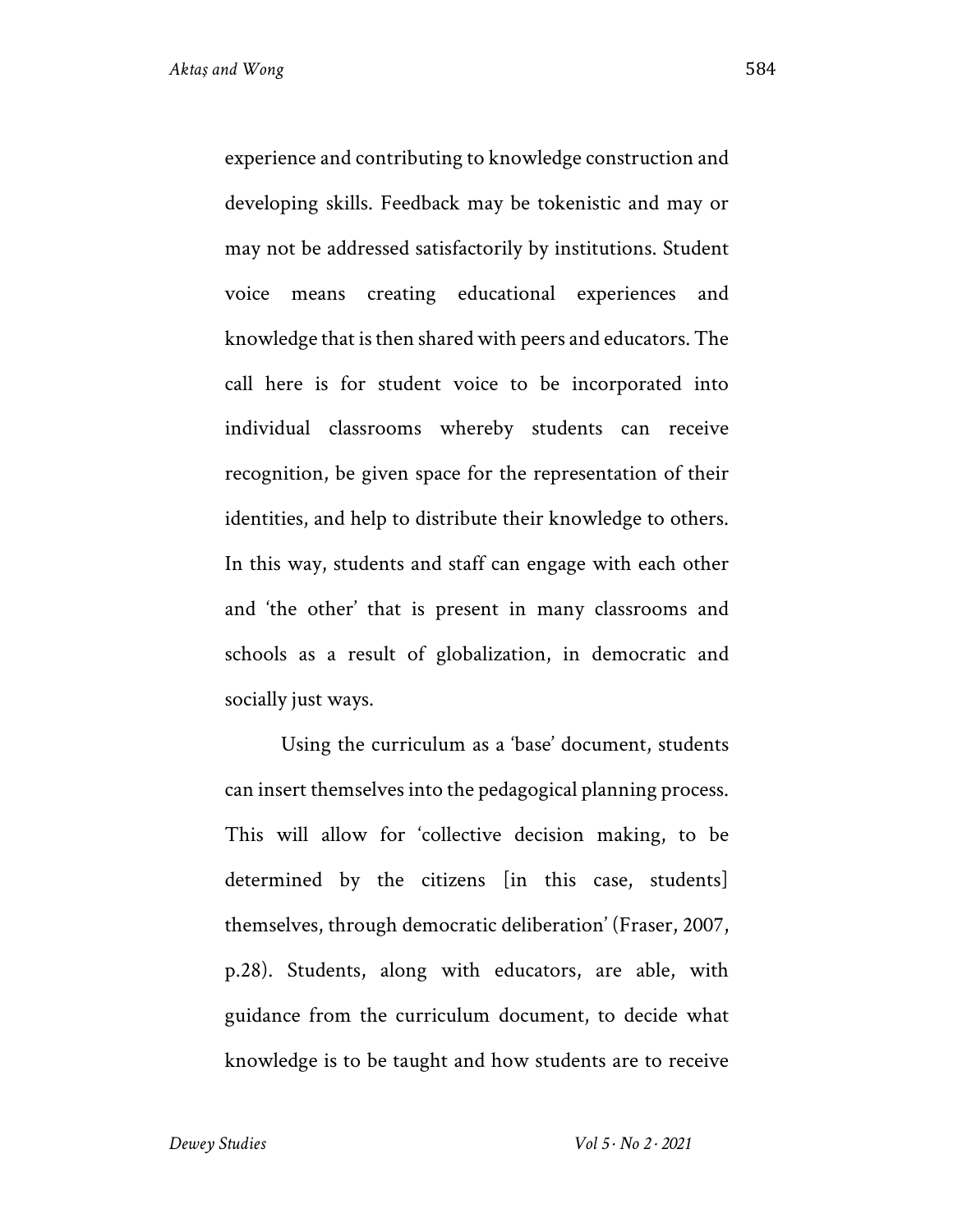experience and contributing to knowledge construction and developing skills. Feedback may be tokenistic and may or may not be addressed satisfactorily by institutions. Student voice means creating educational experiences and knowledge that is then shared with peers and educators. The call here is for student voice to be incorporated into individual classrooms whereby students can receive recognition, be given space for the representation of their identities, and help to distribute their knowledge to others. In this way, students and staff can engage with each other and 'the other' that is present in many classrooms and schools as a result of globalization, in democratic and socially just ways.

Using the curriculum as a 'base' document, students can insert themselves into the pedagogical planning process. This will allow for 'collective decision making, to be determined by the citizens [in this case, students] themselves, through democratic deliberation' (Fraser, 2007, p.28). Students, along with educators, are able, with guidance from the curriculum document, to decide what knowledge is to be taught and how students are to receive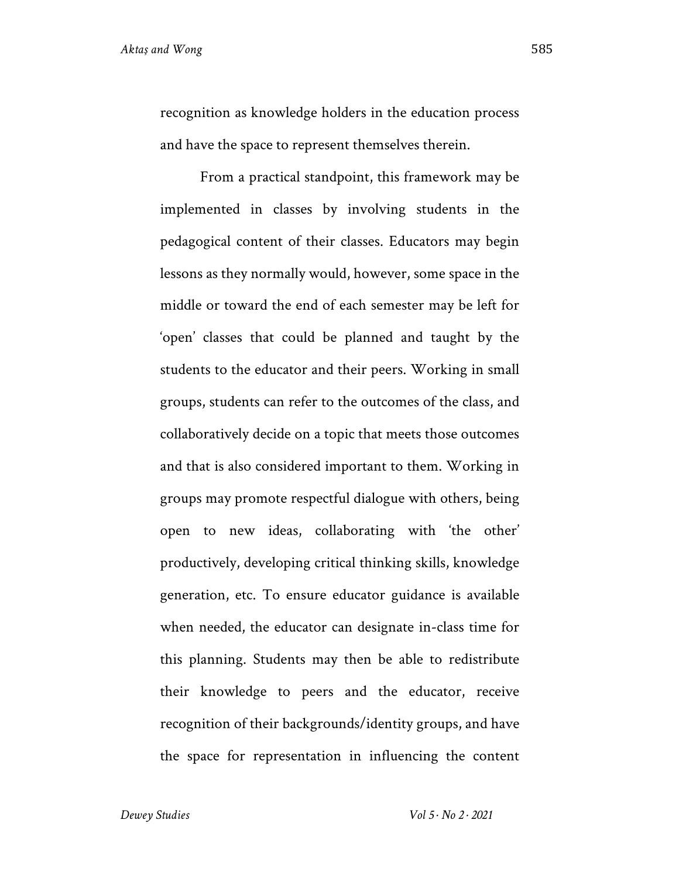recognition as knowledge holders in the education process and have the space to represent themselves therein.

From a practical standpoint, this framework may be implemented in classes by involving students in the pedagogical content of their classes. Educators may begin lessons as they normally would, however, some space in the middle or toward the end of each semester may be left for 'open' classes that could be planned and taught by the students to the educator and their peers. Working in small groups, students can refer to the outcomes of the class, and collaboratively decide on a topic that meets those outcomes and that is also considered important to them. Working in groups may promote respectful dialogue with others, being open to new ideas, collaborating with 'the other' productively, developing critical thinking skills, knowledge generation, etc. To ensure educator guidance is available when needed, the educator can designate in-class time for this planning. Students may then be able to redistribute their knowledge to peers and the educator, receive recognition of their backgrounds/identity groups, and have the space for representation in influencing the content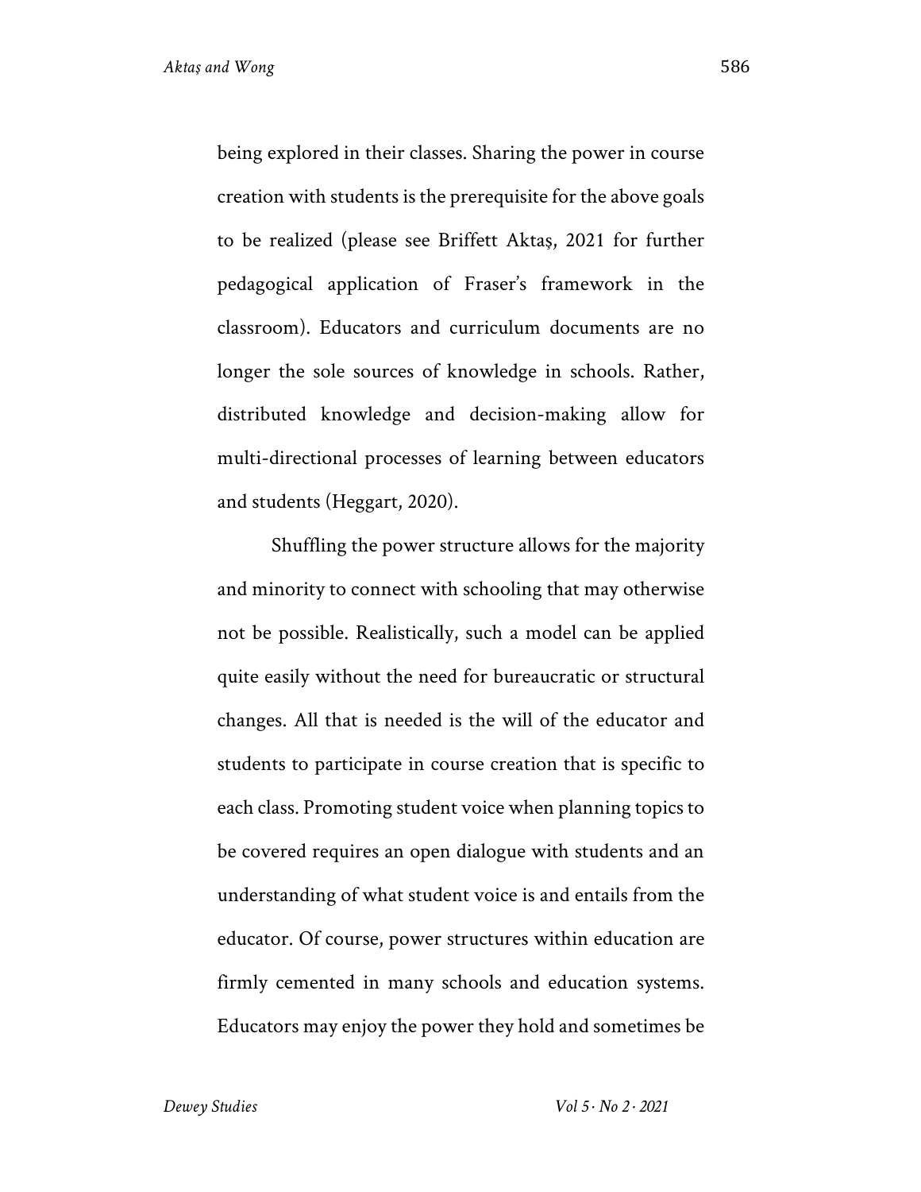being explored in their classes. Sharing the power in course creation with students is the prerequisite for the above goals to be realized (please see Briffett Aktaş, 2021 for further pedagogical application of Fraser's framework in the classroom). Educators and curriculum documents are no longer the sole sources of knowledge in schools. Rather, distributed knowledge and decision-making allow for multi-directional processes of learning between educators and students (Heggart, 2020).

Shuffling the power structure allows for the majority and minority to connect with schooling that may otherwise not be possible. Realistically, such a model can be applied quite easily without the need for bureaucratic or structural changes. All that is needed is the will of the educator and students to participate in course creation that is specific to each class. Promoting student voice when planning topics to be covered requires an open dialogue with students and an understanding of what student voice is and entails from the educator. Of course, power structures within education are firmly cemented in many schools and education systems. Educators may enjoy the power they hold and sometimes be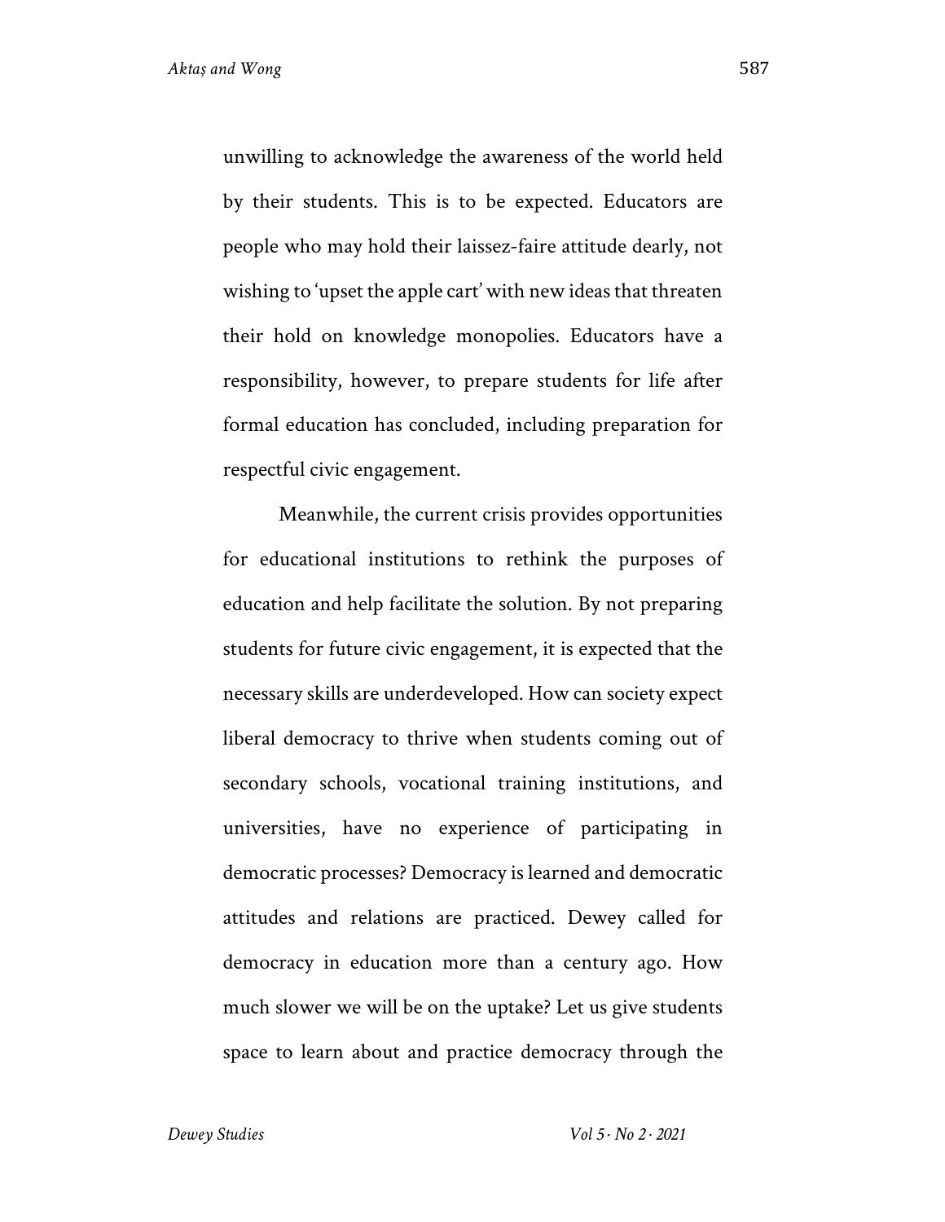unwilling to acknowledge the awareness of the world held by their students. This is to be expected. Educators are people who may hold their laissez-faire attitude dearly, not wishing to 'upset the apple cart' with new ideas that threaten their hold on knowledge monopolies. Educators have a responsibility, however, to prepare students for life after formal education has concluded, including preparation for respectful civic engagement.

Meanwhile, the current crisis provides opportunities for educational institutions to rethink the purposes of education and help facilitate the solution. By not preparing students for future civic engagement, it is expected that the necessary skills are underdeveloped. How can society expect liberal democracy to thrive when students coming out of secondary schools, vocational training institutions, and universities, have no experience of participating in democratic processes? Democracy is learned and democratic attitudes and relations are practiced. Dewey called for democracy in education more than a century ago. How much slower we will be on the uptake? Let us give students space to learn about and practice democracy through the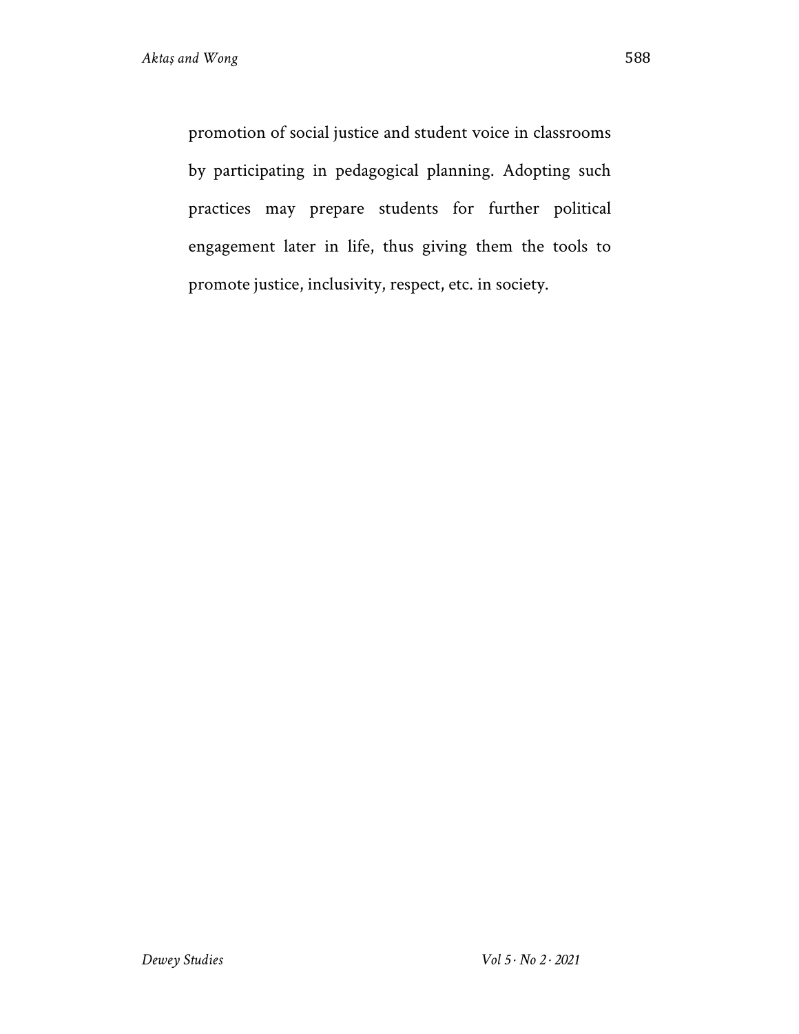promotion of social justice and student voice in classrooms by participating in pedagogical planning. Adopting such practices may prepare students for further political engagement later in life, thus giving them the tools to promote justice, inclusivity, respect, etc. in society.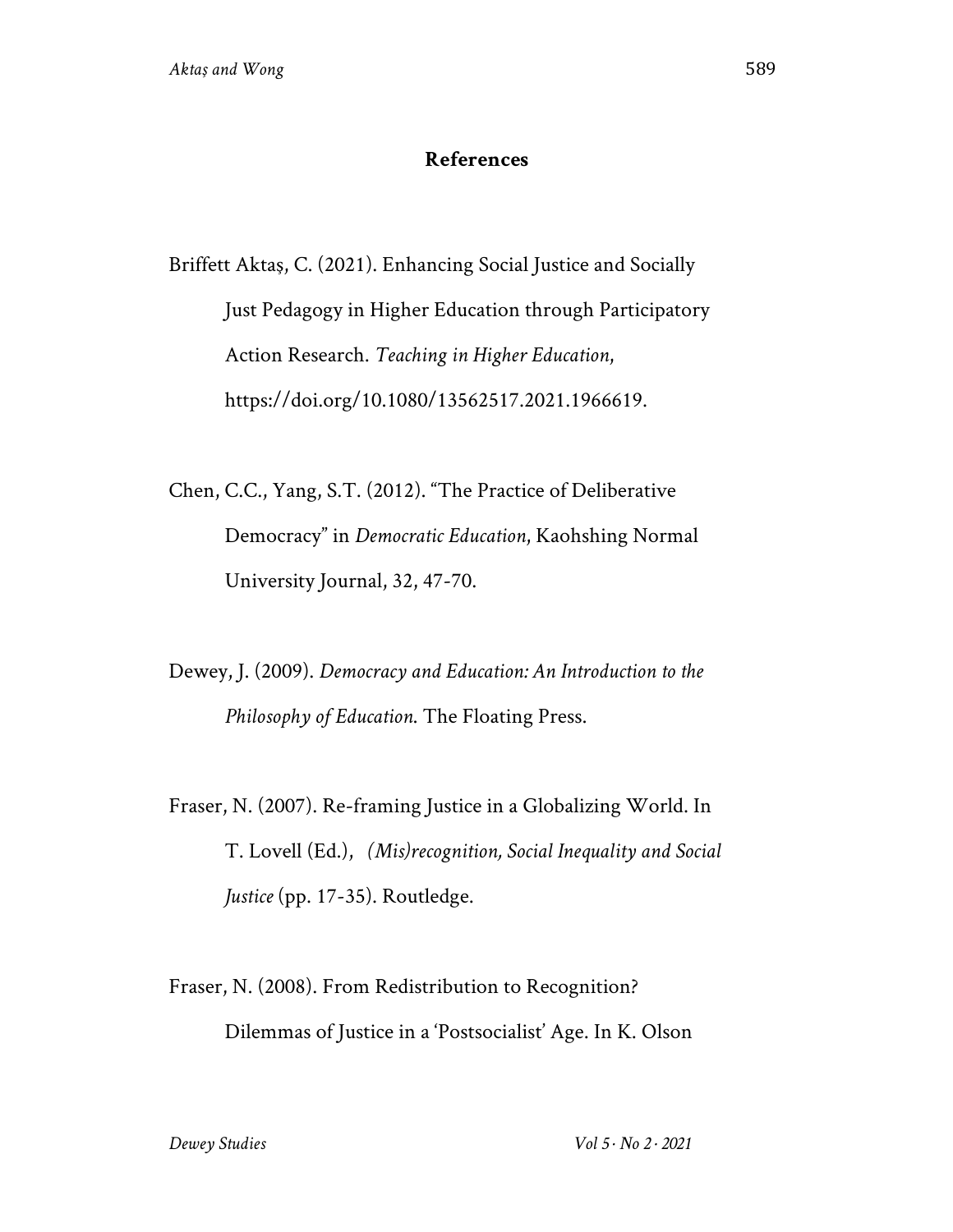## References

Briffett Aktaş, C. (2021). Enhancing Social Justice and Socially Just Pedagogy in Higher Education through Participatory Action Research. *Teaching in Higher Education*, https://doi.org/10.1080/13562517.2021.1966619.

Chen, C.C., Yang, S.T. (2012). "The Practice of Deliberative Democracy" in *Democratic Education*, Kaohshing Normal University Journal, 32, 47-70.

Dewey, J. (2009). *Democracy and Education: An Introduction to the Philosophy of Education.* The Floating Press.

Fraser, N. (2007). Re-framing Justice in a Globalizing World. In T. Lovell (Ed.), *(Mis)recognition, Social Inequality and Social Justice* (pp. 17-35). Routledge.

Fraser, N. (2008). From Redistribution to Recognition? Dilemmas of Justice in a 'Postsocialist' Age. In K. Olson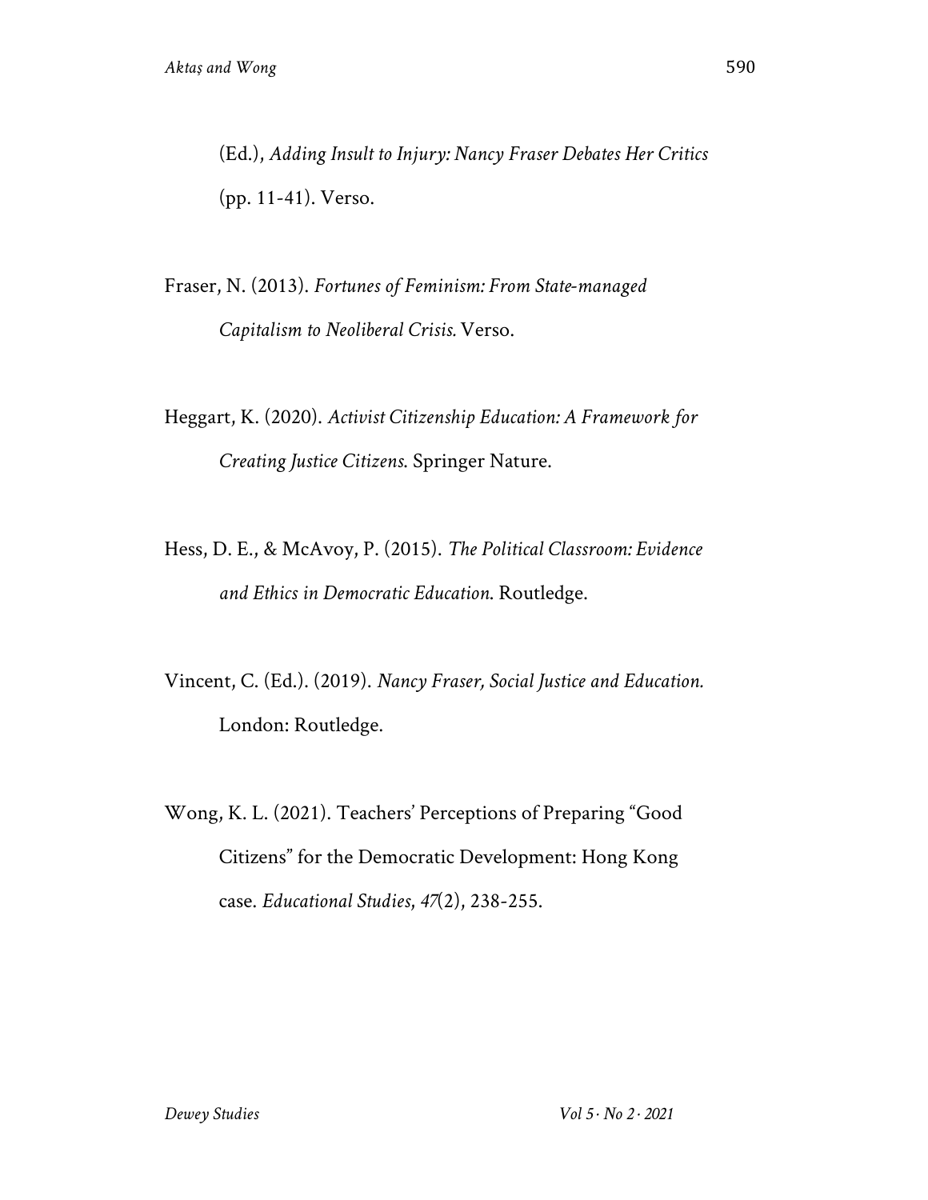(Ed.), *Adding Insult to Injury: Nancy Fraser Debates Her Critics* (pp. 11-41). Verso.

Fraser, N. (2013). *Fortunes of Feminism: From State-managed Capitalism to Neoliberal Crisis.* Verso.

Heggart, K. (2020). *Activist Citizenship Education: A Framework for Creating Justice Citizens.* Springer Nature.

Hess, D. E., & McAvoy, P. (2015). *The Political Classroom: Evidence and Ethics in Democratic Education.* Routledge.

Vincent, C. (Ed.). (2019). *Nancy Fraser, Social Justice and Education.* London: Routledge.

Wong, K. L. (2021). Teachers' Perceptions of Preparing "Good Citizens" for the Democratic Development: Hong Kong case. *Educational Studies*, *47*(2), 238-255.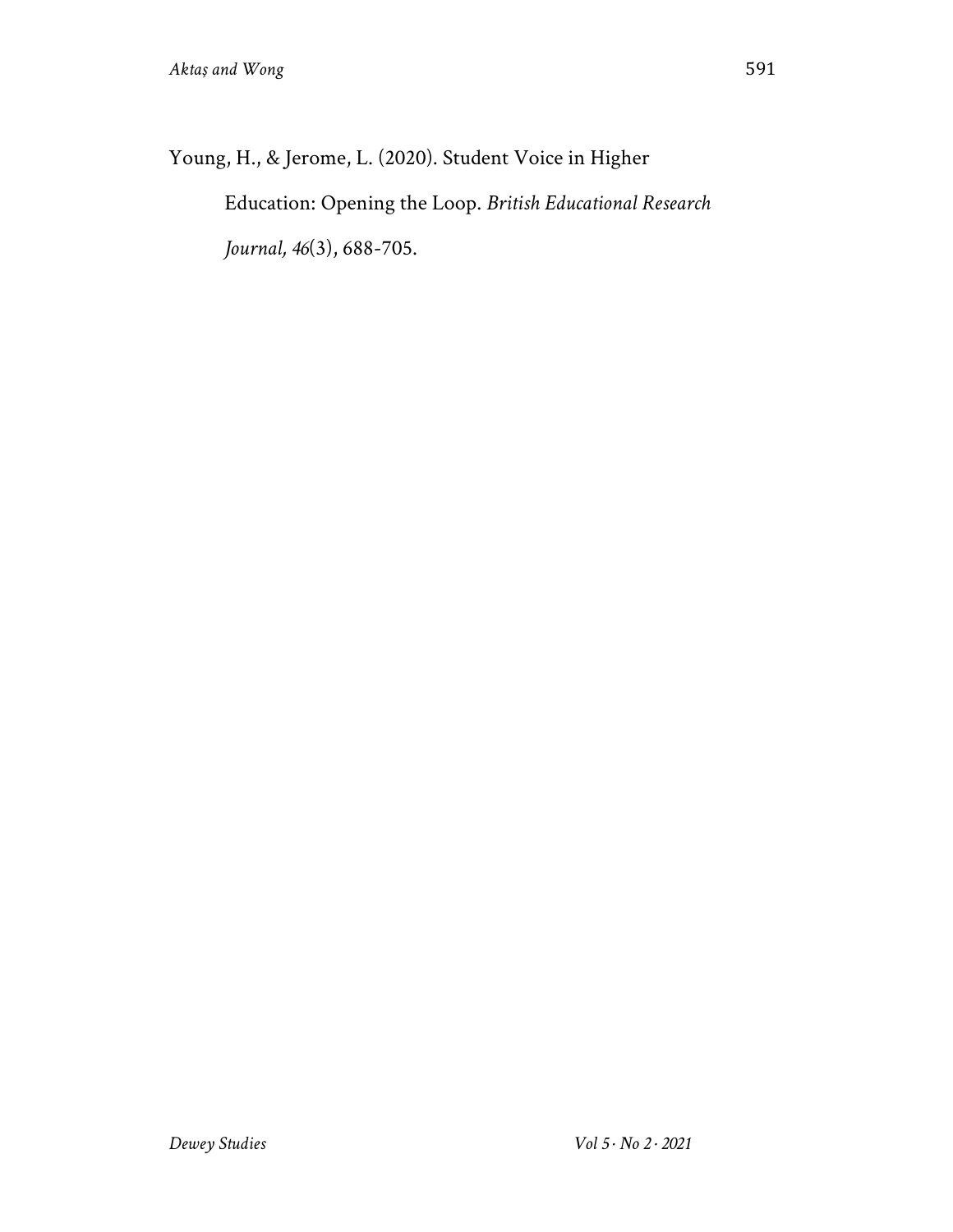Young, H., & Jerome, L. (2020). Student Voice in Higher Education: Opening the Loop. *British Educational Research Journal, 46*(3), 688-705.